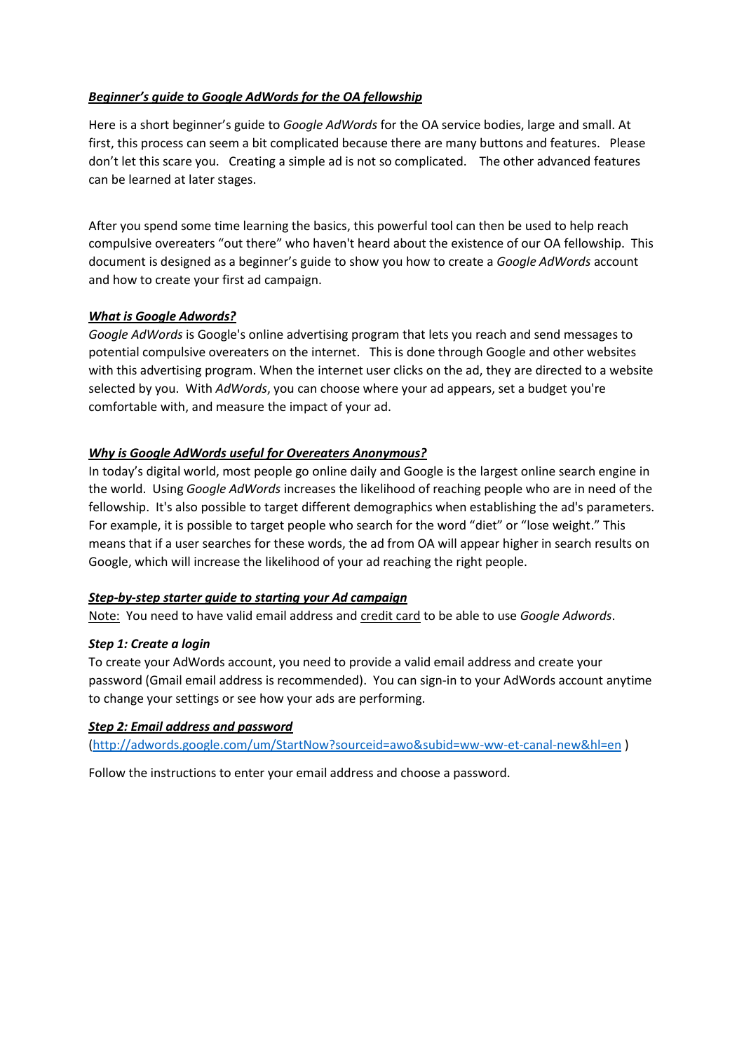## ***Beginner's guide to Google AdWords for the OA fellowship***

Here is a short beginner's guide to *Google AdWords* for the OA service bodies, large and small. At first, this process can seem a bit complicated because there are many buttons and features. Please don't let this scare you. Creating a simple ad is not so complicated. The other advanced features can be learned at later stages.

After you spend some time learning the basics, this powerful tool can then be used to help reach compulsive overeaters "out there" who haven't heard about the existence of our OA fellowship. This document is designed as a beginner's guide to show you how to create a *Google AdWords* account and how to create your first ad campaign.

### ***What is Google Adwords?***

*Google AdWords* is Google's online advertising program that lets you reach and send messages to potential compulsive overeaters on the internet. This is done through Google and other websites with this advertising program. When the internet user clicks on the ad, they are directed to a website selected by you. With *AdWords*, you can choose where your ad appears, set a budget you're comfortable with, and measure the impact of your ad.

### ***Why is Google AdWords useful for Overeaters Anonymous?***

In today's digital world, most people go online daily and Google is the largest online search engine in the world. Using *Google AdWords* increases the likelihood of reaching people who are in need of the fellowship. It's also possible to target different demographics when establishing the ad's parameters. For example, it is possible to target people who search for the word "diet" or "lose weight." This means that if a user searches for these words, the ad from OA will appear higher in search results on Google, which will increase the likelihood of your ad reaching the right people.

### ***Step-by-step starter guide to starting your Ad campaign***

Note: You need to have valid email address and credit card to be able to use *Google Adwords*.

#### ***Step 1: Create a login***

To create your AdWords account, you need to provide a valid email address and create your password (Gmail email address is recommended). You can sign-in to your AdWords account anytime to change your settings or see how your ads are performing.

#### ***Step 2: Email address and password***

(http://adwords.google.com/um/StartNow?sourceid=awo&subid=ww-ww-et-canal-new&hl=en )

Follow the instructions to enter your email address and choose a password.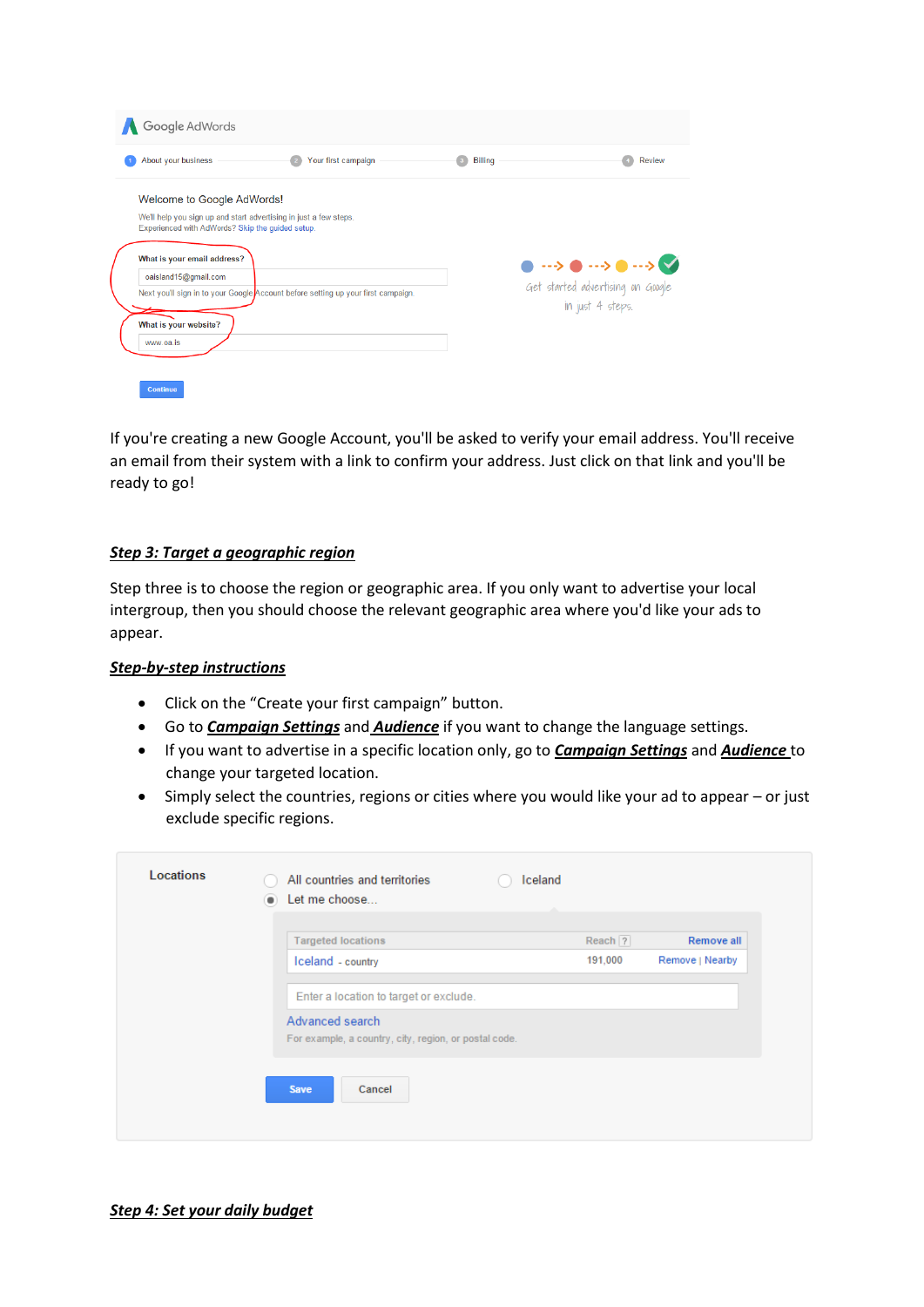If you're creating a new Google Account, you'll be asked to verify your email address. You'll receive an email from their system with a link to confirm your address. Just click on that link and you'll be ready to go!

***Step 3: Target a geographic region***

Step three is to choose the region or geographic area. If you only want to advertise your local intergroup, then you should choose the relevant geographic area where you'd like your ads to appear.

***Step-by-step instructions***

- Click on the "Create your first campaign" button.
- Go to ***Campaign Settings*** and ***Audience*** if you want to change the language settings.
- If you want to advertise in a specific location only, go to ***Campaign Settings*** and ***Audience*** to change your targeted location.
- Simply select the countries, regions or cities where you would like your ad to appear – or just exclude specific regions.

***Step 4: Set your daily budget***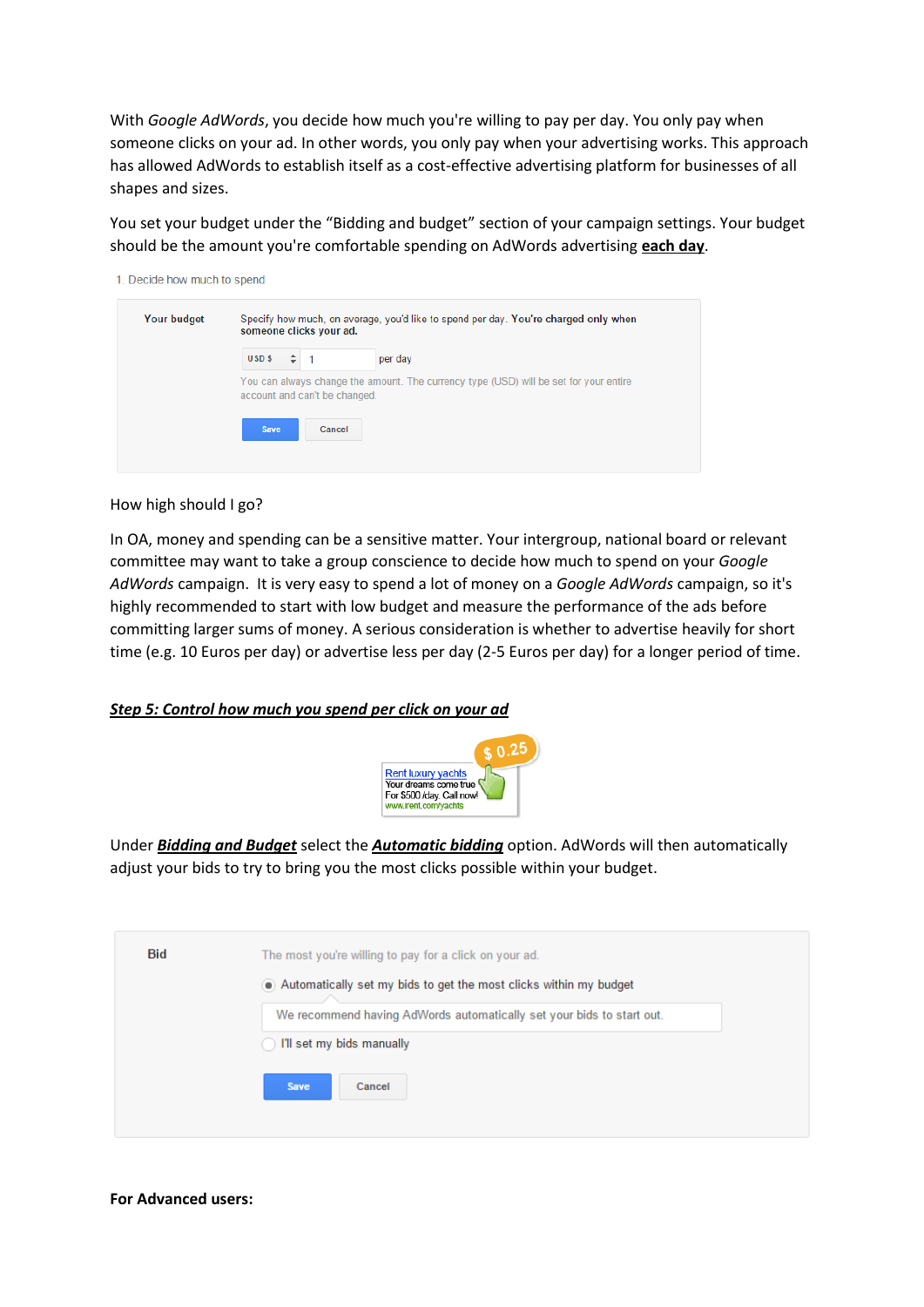With *Google AdWords*, you decide how much you're willing to pay per day. You only pay when someone clicks on your ad. In other words, you only pay when your advertising works. This approach has allowed AdWords to establish itself as a cost-effective advertising platform for businesses of all shapes and sizes.

You set your budget under the "Bidding and budget" section of your campaign settings. Your budget should be the amount you're comfortable spending on AdWords advertising **each day**.

1. Decide how much to spend

| Your budget | Specify how much, on average, you'd like to spend per day. **You're charged only when someone clicks your ad.** |
| --- | --- |
| | USD $ 1 per day |
| | You can always change the amount. The currency type (USD) will be set for your entire account and can't be changed. |
| | Save Cancel |

How high should I go?

In OA, money and spending can be a sensitive matter. Your intergroup, national board or relevant committee may want to take a group conscience to decide how much to spend on your *Google AdWords* campaign. It is very easy to spend a lot of money on a *Google AdWords* campaign, so it's highly recommended to start with low budget and measure the performance of the ads before committing larger sums of money. A serious consideration is whether to advertise heavily for short time (e.g. 10 Euros per day) or advertise less per day (2-5 Euros per day) for a longer period of time.

## ***Step 5: Control how much you spend per click on your ad***

$ 0.25

Rent luxury yachts
Your dreams come true
For $500 /day. Call now!
www.irent.com/yachts

Under ***Bidding and Budget*** select the ***Automatic bidding*** option. AdWords will then automatically adjust your bids to try to bring you the most clicks possible within your budget.

| Bid | The most you're willing to pay for a click on your ad. |
| --- | --- |
| | (●) Automatically set my bids to get the most clicks within my budget |
| | We recommend having AdWords automatically set your bids to start out. |
| | ( ) I'll set my bids manually |
| | Save Cancel |

**For Advanced users:**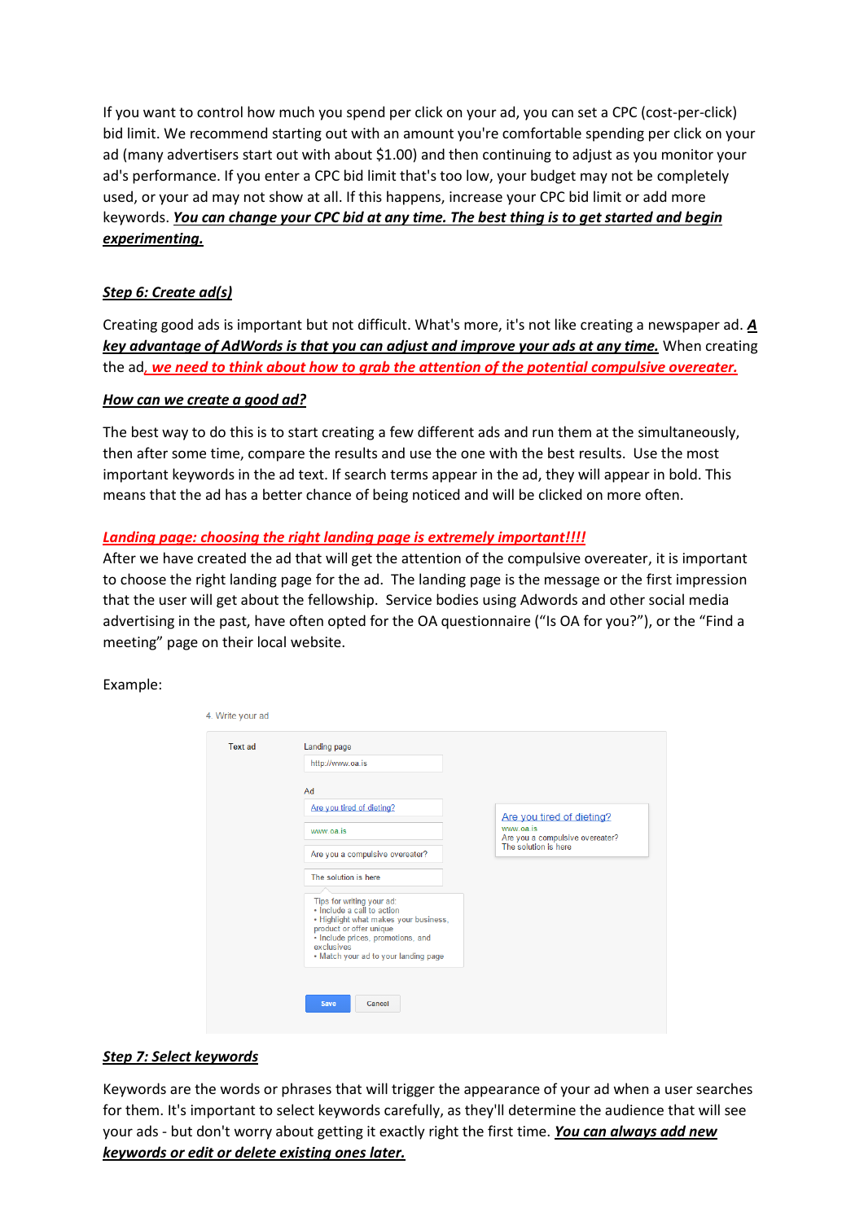If you want to control how much you spend per click on your ad, you can set a CPC (cost-per-click) bid limit. We recommend starting out with an amount you're comfortable spending per click on your ad (many advertisers start out with about $1.00) and then continuing to adjust as you monitor your ad's performance. If you enter a CPC bid limit that's too low, your budget may not be completely used, or your ad may not show at all. If this happens, increase your CPC bid limit or add more keywords. ***You can change your CPC bid at any time. The best thing is to get started and begin experimenting.***

### ***Step 6: Create ad(s)***

Creating good ads is important but not difficult. What's more, it's not like creating a newspaper ad. ***A key advantage of AdWords is that you can adjust and improve your ads at any time.*** When creating the ad***, we need to think about how to grab the attention of the potential compulsive overeater.***

#### ***How can we create a good ad?***

The best way to do this is to start creating a few different ads and run them at the simultaneously, then after some time, compare the results and use the one with the best results. Use the most important keywords in the ad text. If search terms appear in the ad, they will appear in bold. This means that the ad has a better chance of being noticed and will be clicked on more often.

***Landing page: choosing the right landing page is extremely important!!!!***

After we have created the ad that will get the attention of the compulsive overeater, it is important to choose the right landing page for the ad. The landing page is the message or the first impression that the user will get about the fellowship. Service bodies using Adwords and other social media advertising in the past, have often opted for the OA questionnaire ("Is OA for you?"), or the "Find a meeting" page on their local website.

Example:

4. Write your ad

Text ad

Landing page
http://www.oa.is

Ad
Are you tired of dieting?
www.oa.is
Are you a compulsive overeater?
The solution is here

Tips for writing your ad:
• Include a call to action
• Highlight what makes your business, product or offer unique
• Include prices, promotions, and exclusives
• Match your ad to your landing page

Are you tired of dieting?
www.oa.is
Are you a compulsive overeater?
The solution is here

Save | Cancel

### ***Step 7: Select keywords***

Keywords are the words or phrases that will trigger the appearance of your ad when a user searches for them. It's important to select keywords carefully, as they'll determine the audience that will see your ads - but don't worry about getting it exactly right the first time. ***You can always add new keywords or edit or delete existing ones later.***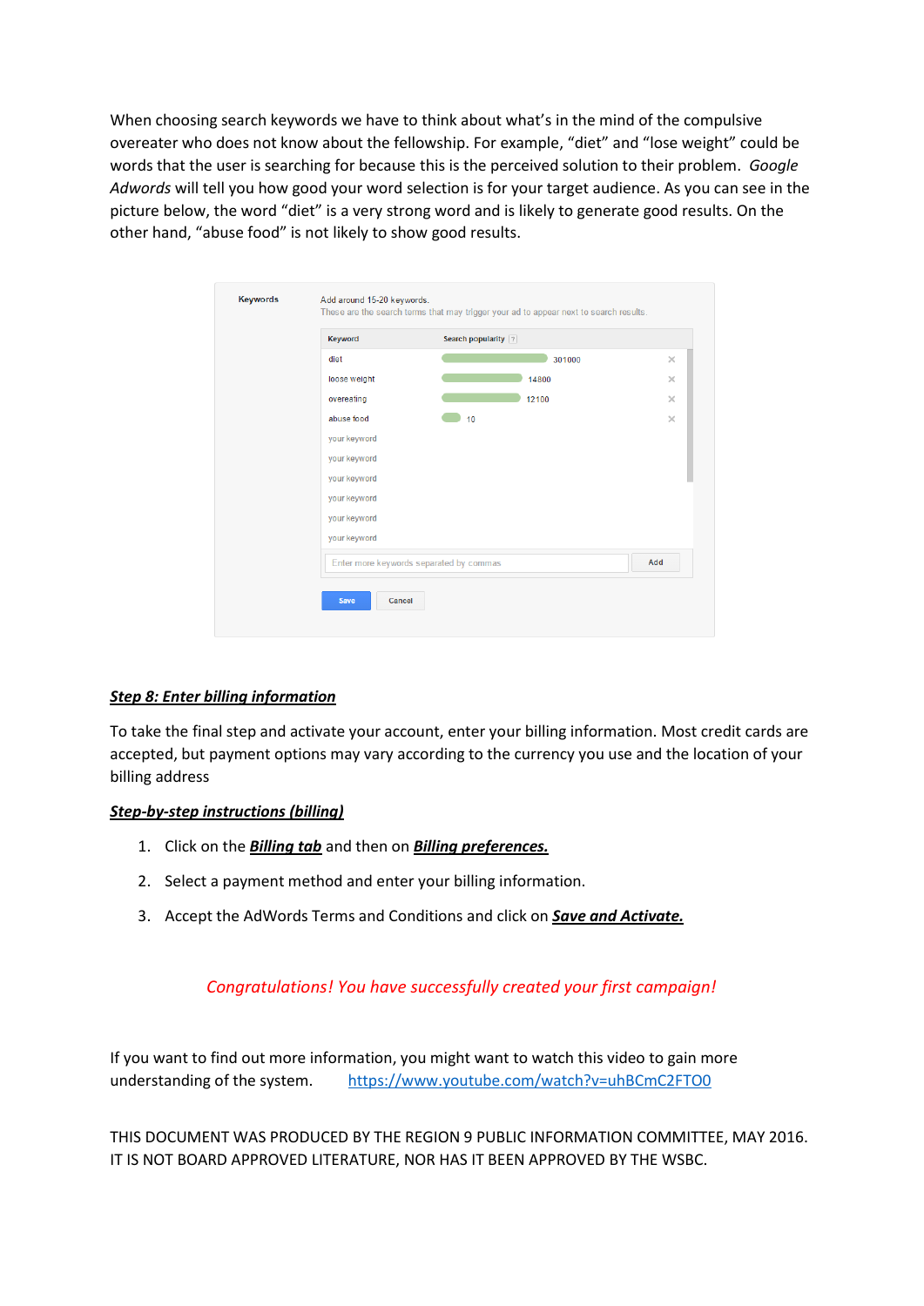When choosing search keywords we have to think about what's in the mind of the compulsive overeater who does not know about the fellowship. For example, "diet" and "lose weight" could be words that the user is searching for because this is the perceived solution to their problem. *Google Adwords* will tell you how good your word selection is for your target audience. As you can see in the picture below, the word "diet" is a very strong word and is likely to generate good results. On the other hand, "abuse food" is not likely to show good results.

Keywords

Add around 15-20 keywords.
These are the search terms that may trigger your ad to appear next to search results.

Keyword
Search popularity

diet 301000
loose weight 14800
overeating 12100
abuse food 10
your keyword
your keyword
your keyword
your keyword
your keyword
your keyword

Enter more keywords separated by commas
Add

Save
Cancel

***Step 8: Enter billing information***

To take the final step and activate your account, enter your billing information. Most credit cards are accepted, but payment options may vary according to the currency you use and the location of your billing address

***Step-by-step instructions (billing)***

1. Click on the ***Billing tab*** and then on ***Billing preferences.***
2. Select a payment method and enter your billing information.
3. Accept the AdWords Terms and Conditions and click on ***Save and Activate.***

*Congratulations! You have successfully created your first campaign!*

If you want to find out more information, you might want to watch this video to gain more understanding of the system. https://www.youtube.com/watch?v=uhBCmC2FTO0

THIS DOCUMENT WAS PRODUCED BY THE REGION 9 PUBLIC INFORMATION COMMITTEE, MAY 2016. IT IS NOT BOARD APPROVED LITERATURE, NOR HAS IT BEEN APPROVED BY THE WSBC.